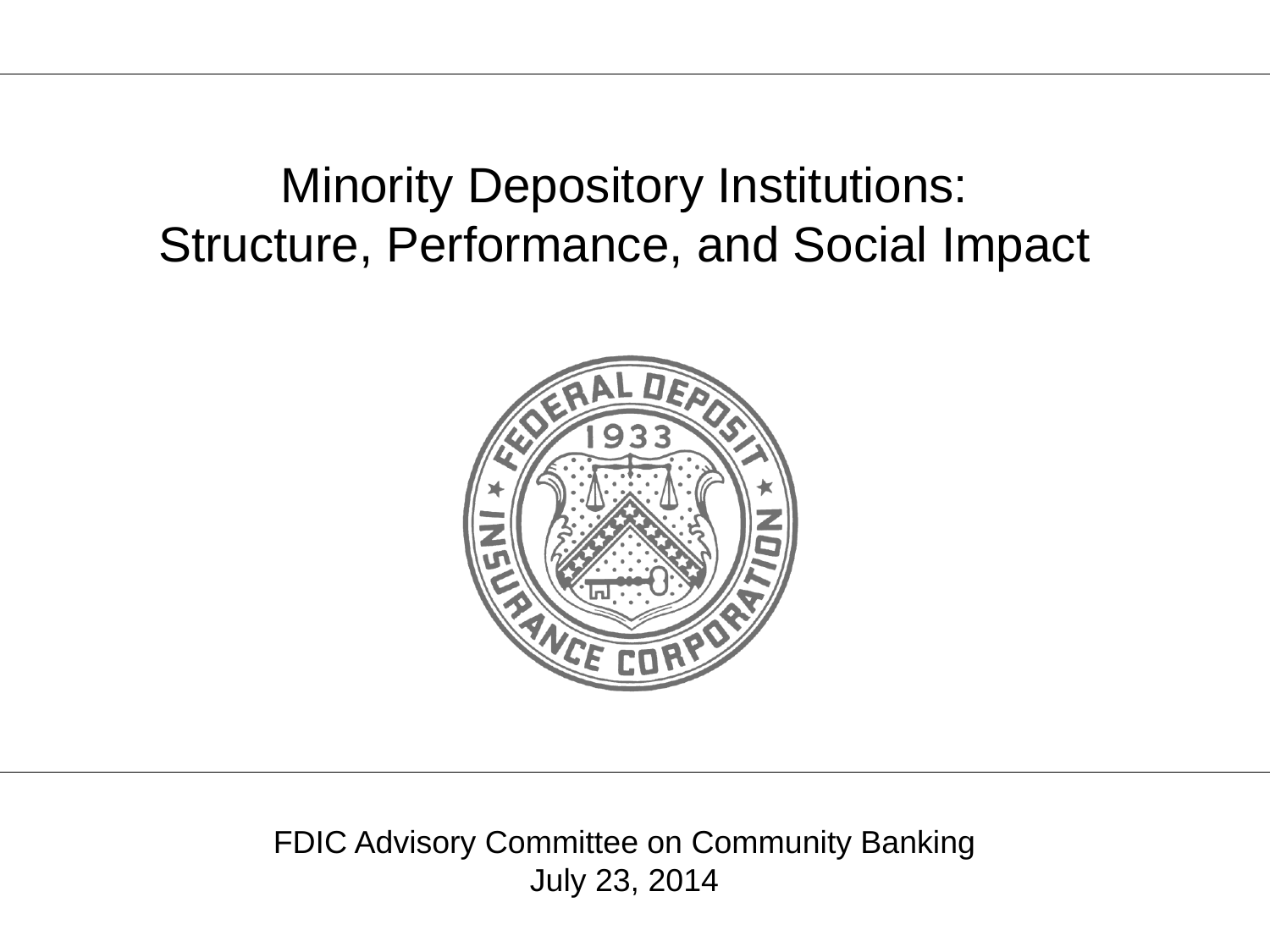# Minority Depository Institutions: Structure, Performance, and Social Impact

FDIC Advisory Committee on Community Banking

July 23, 2014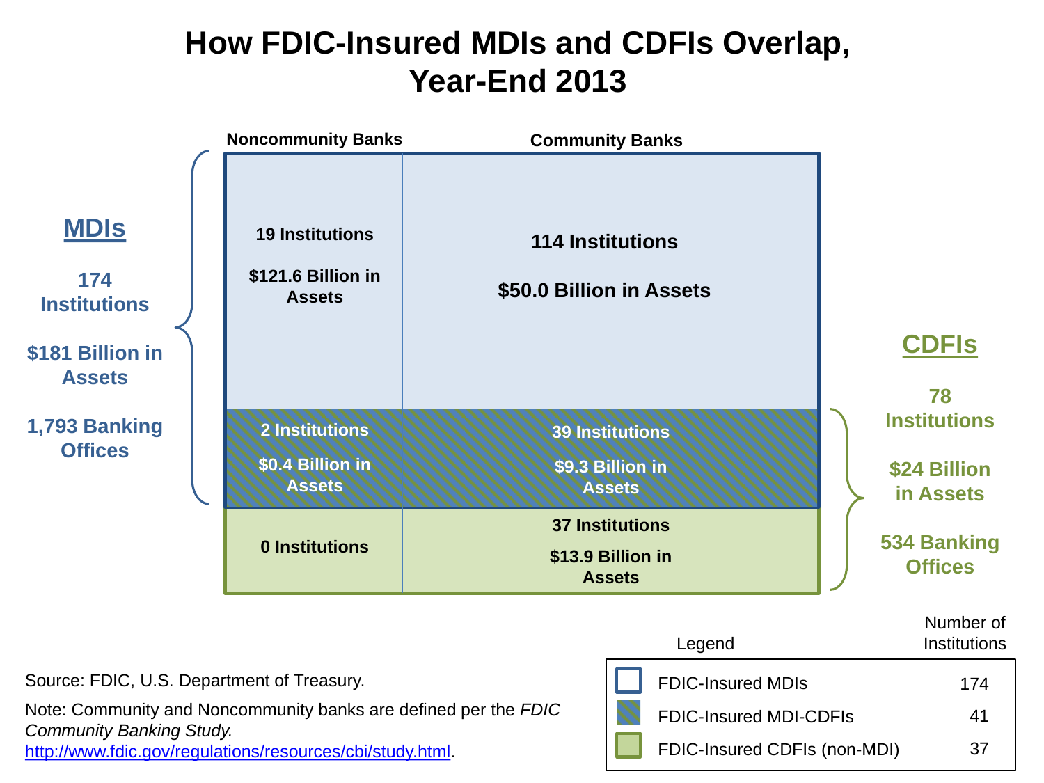# How FDIC-Insured MDIs and CDFIs Overlap, Year-End 2013

**MDIs**: 174 Institutions; $181 Billion in Assets; 1,793 Banking Offices

**CDFIs**: 78 Institutions; $24 Billion in Assets; 534 Banking Offices

| | Noncommunity Banks | Community Banks |
|---|---|---|
| FDIC-Insured MDIs | 19 Institutions<br>$121.6 Billion in Assets | 114 Institutions<br>$50.0 Billion in Assets |
| FDIC-Insured MDI-CDFIs | 2 Institutions<br>$0.4 Billion in Assets | 39 Institutions<br>$9.3 Billion in Assets |
| FDIC-Insured CDFIs (non-MDI) | 0 Institutions | 37 Institutions<br>$13.9 Billion in Assets |

**Legend**

| Legend | Number of Institutions |
|---|---|
| FDIC-Insured MDIs | 174 |
| FDIC-Insured MDI-CDFIs | 41 |
| FDIC-Insured CDFIs (non-MDI) | 37 |

Source: FDIC, U.S. Department of Treasury.

Note: Community and Noncommunity banks are defined per the *FDIC Community Banking Study.* http://www.fdic.gov/regulations/resources/cbi/study.html.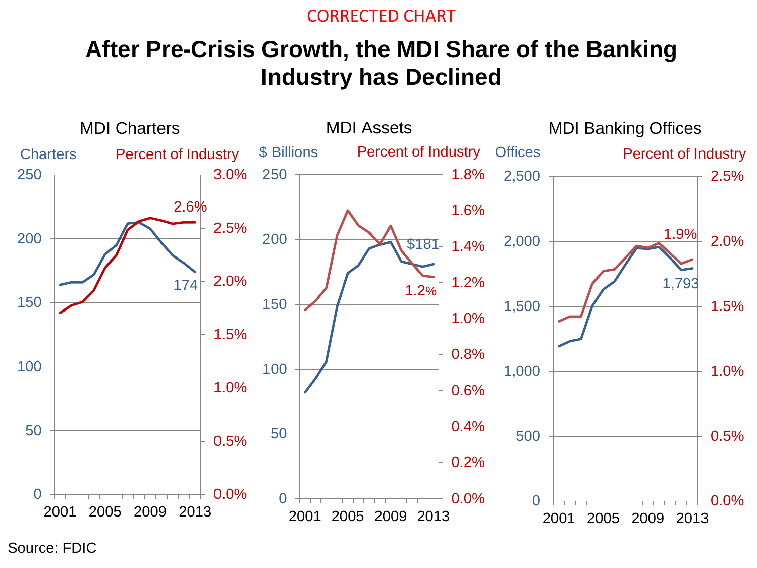CORRECTED CHART

# After Pre-Crisis Growth, the MDI Share of the Banking Industry has Declined

### MDI Charters

Charters | Percent of Industry

174 | 2.6%

### MDI Assets

$ Billions | Percent of Industry

$181 | 1.2%

### MDI Banking Offices

Offices | Percent of Industry

1,793 | 1.9%

Source: FDIC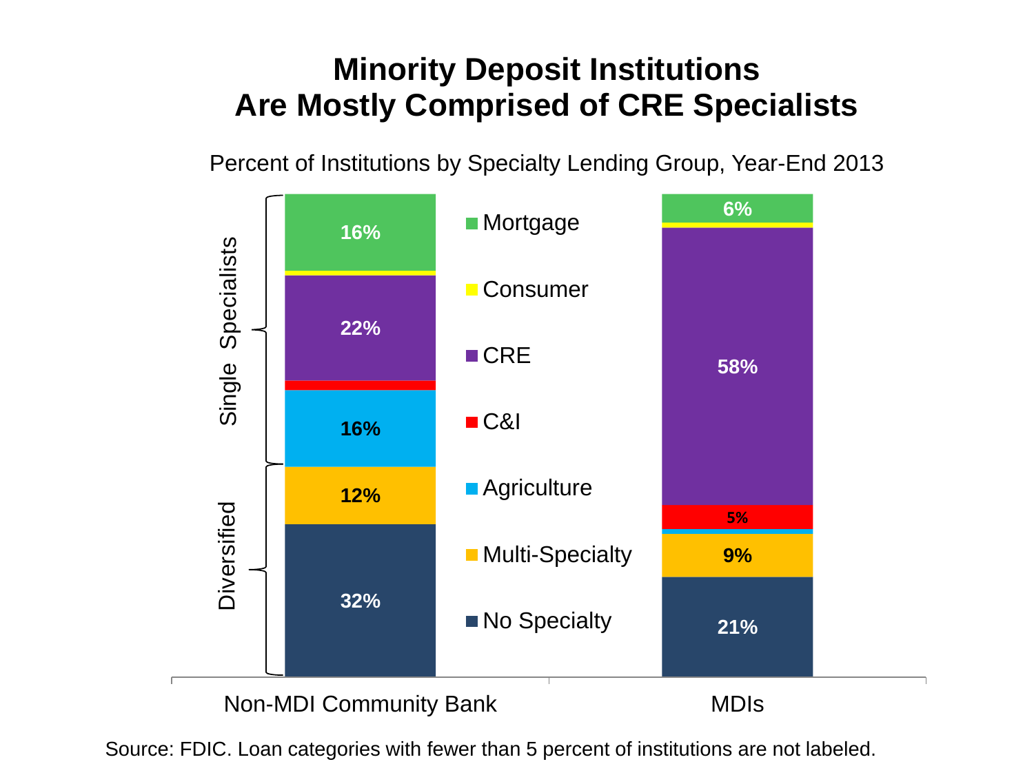# Minority Deposit Institutions Are Mostly Comprised of CRE Specialists

Percent of Institutions by Specialty Lending Group, Year-End 2013

| Group | Specialty | Non-MDI Community Bank | MDIs |
| --- | --- | --- | --- |
| Single Specialists | Mortgage | 16% | 6% |
| | Consumer | | |
| | CRE | 22% | 58% |
| | C&I | | 5% |
| | Agriculture | 16% | |
| Diversified | Multi-Specialty | 12% | 9% |
| | No Specialty | 32% | 21% |

Source: FDIC. Loan categories with fewer than 5 percent of institutions are not labeled.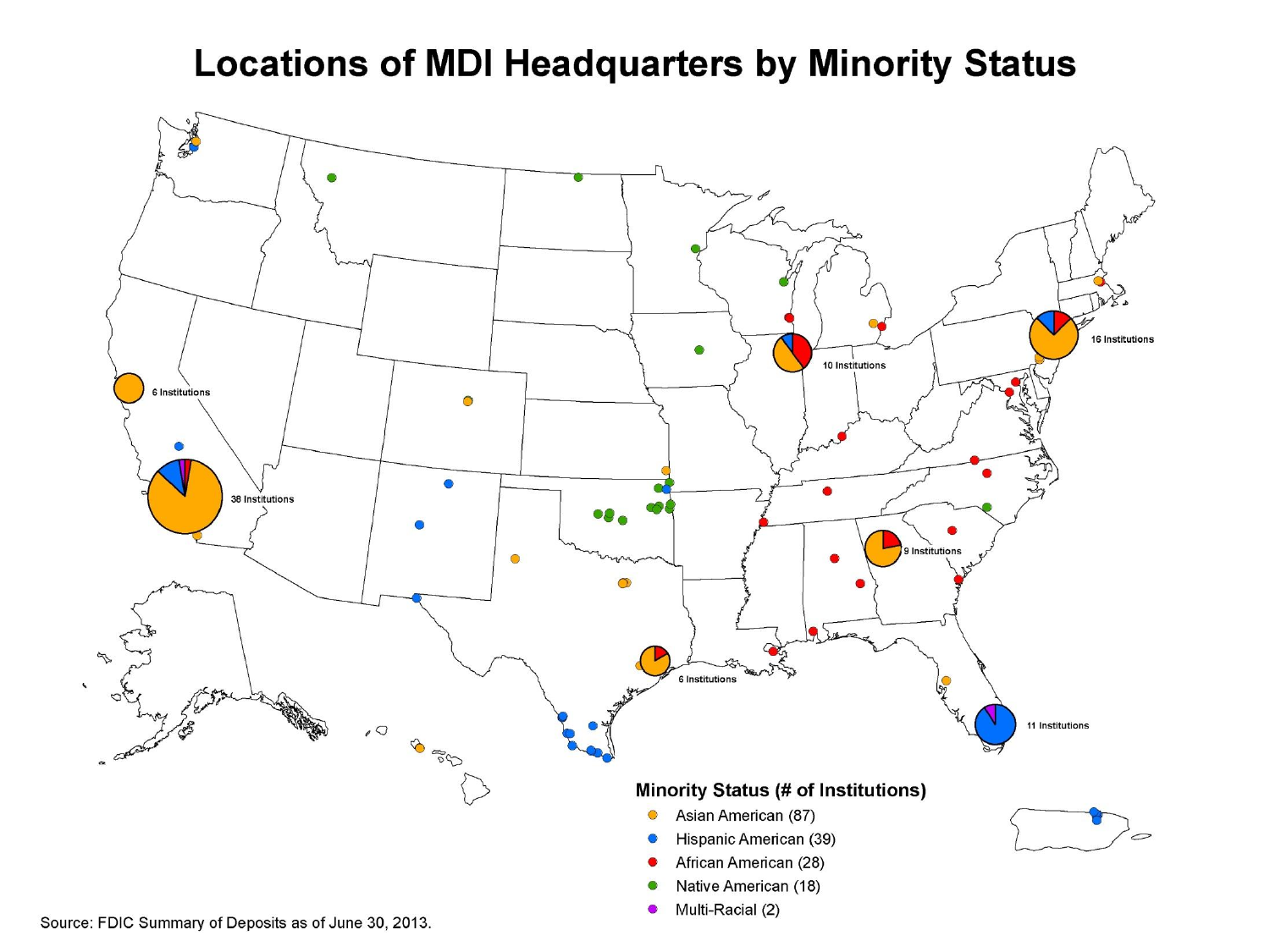# Locations of MDI Headquarters by Minority Status

6 Institutions

38 Institutions

10 Institutions

16 Institutions

9 Institutions

6 Institutions

11 Institutions

**Minority Status (# of Institutions)**

- Asian American (87)
- Hispanic American (39)
- African American (28)
- Native American (18)
- Multi-Racial (2)

Source: FDIC Summary of Deposits as of June 30, 2013.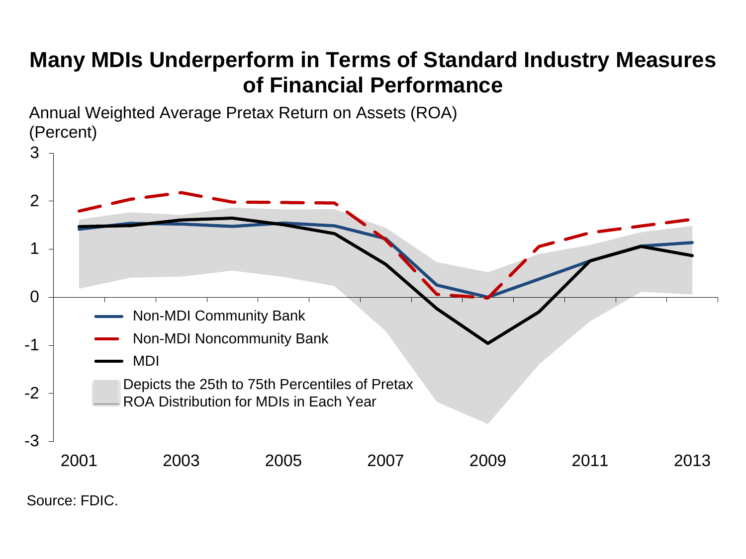# Many MDIs Underperform in Terms of Standard Industry Measures of Financial Performance

Annual Weighted Average Pretax Return on Assets (ROA)
(Percent)

- Non-MDI Community Bank
- Non-MDI Noncommunity Bank
- MDI
- Depicts the 25th to 75th Percentiles of Pretax ROA Distribution for MDIs in Each Year

Source: FDIC.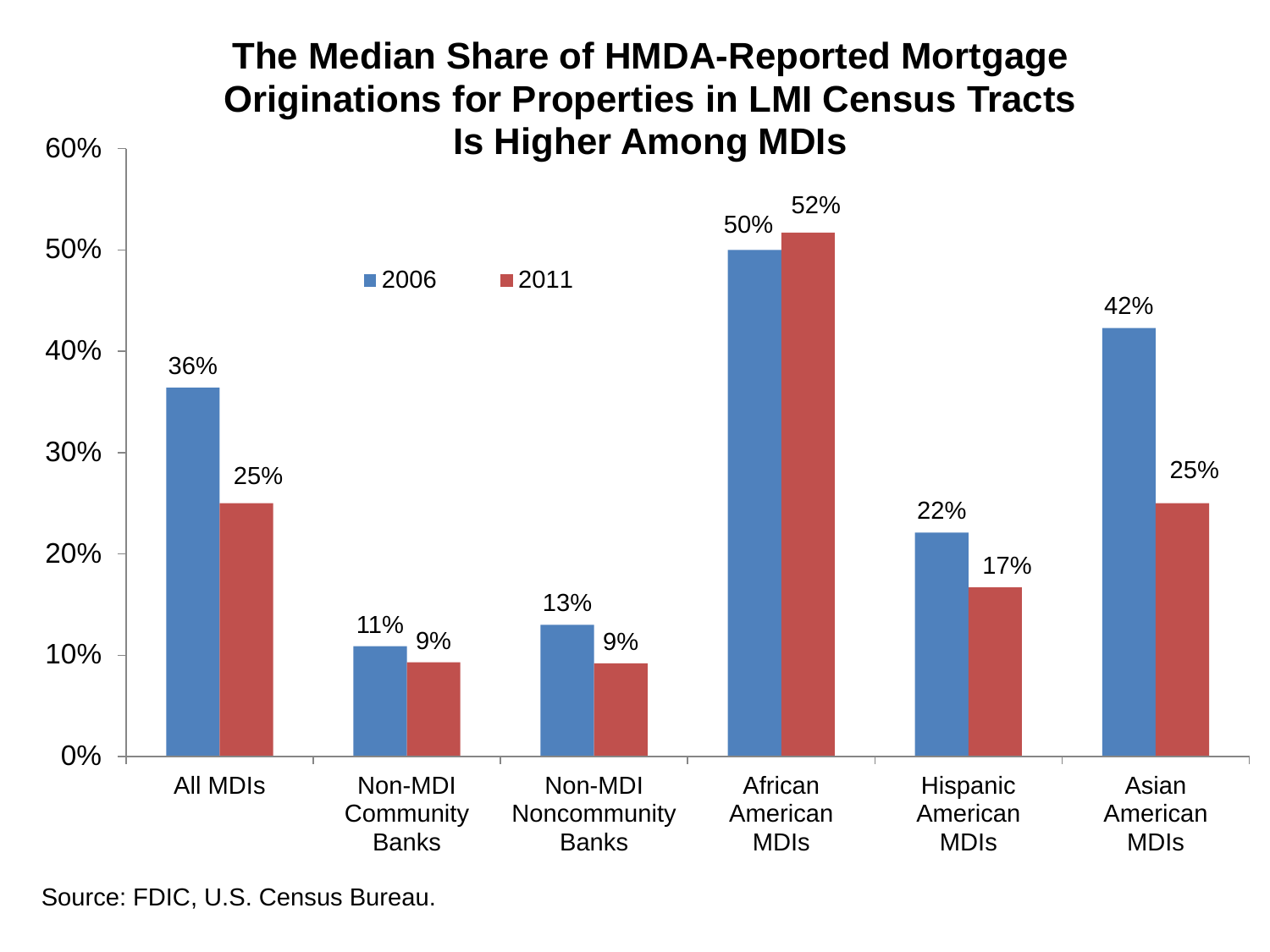# The Median Share of HMDA-Reported Mortgage Originations for Properties in LMI Census Tracts Is Higher Among MDIs

| | 2006 | 2011 |
|---|---|---|
| All MDIs | 36% | 25% |
| Non-MDI Community Banks | 11% | 9% |
| Non-MDI Noncommunity Banks | 13% | 9% |
| African American MDIs | 50% | 52% |
| Hispanic American MDIs | 22% | 17% |
| Asian American MDIs | 42% | 25% |

Source: FDIC, U.S. Census Bureau.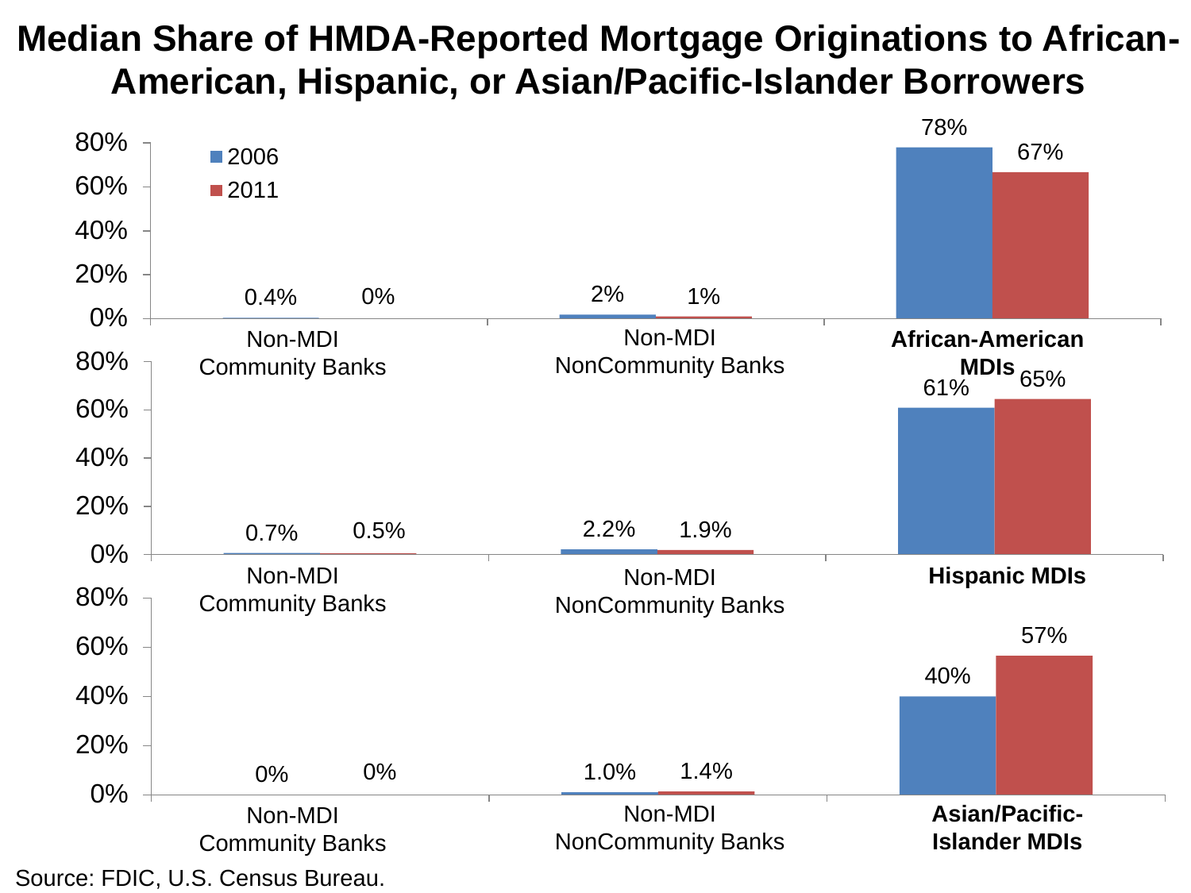# Median Share of HMDA-Reported Mortgage Originations to African-American, Hispanic, or Asian/Pacific-Islander Borrowers

2006
2011

80%
60%
40%
20%
0%

0.4% 0%
Non-MDI Community Banks

2% 1%
Non-MDI NonCommunity Banks

78% 67%
**African-American MDIs**

80%
60%
40%
20%
0%

0.7% 0.5%
Non-MDI Community Banks

2.2% 1.9%
Non-MDI NonCommunity Banks

61% 65%
**Hispanic MDIs**

80%
60%
40%
20%
0%

0% 0%
Non-MDI Community Banks

1.0% 1.4%
Non-MDI NonCommunity Banks

40% 57%
**Asian/Pacific-Islander MDIs**

Source: FDIC, U.S. Census Bureau.